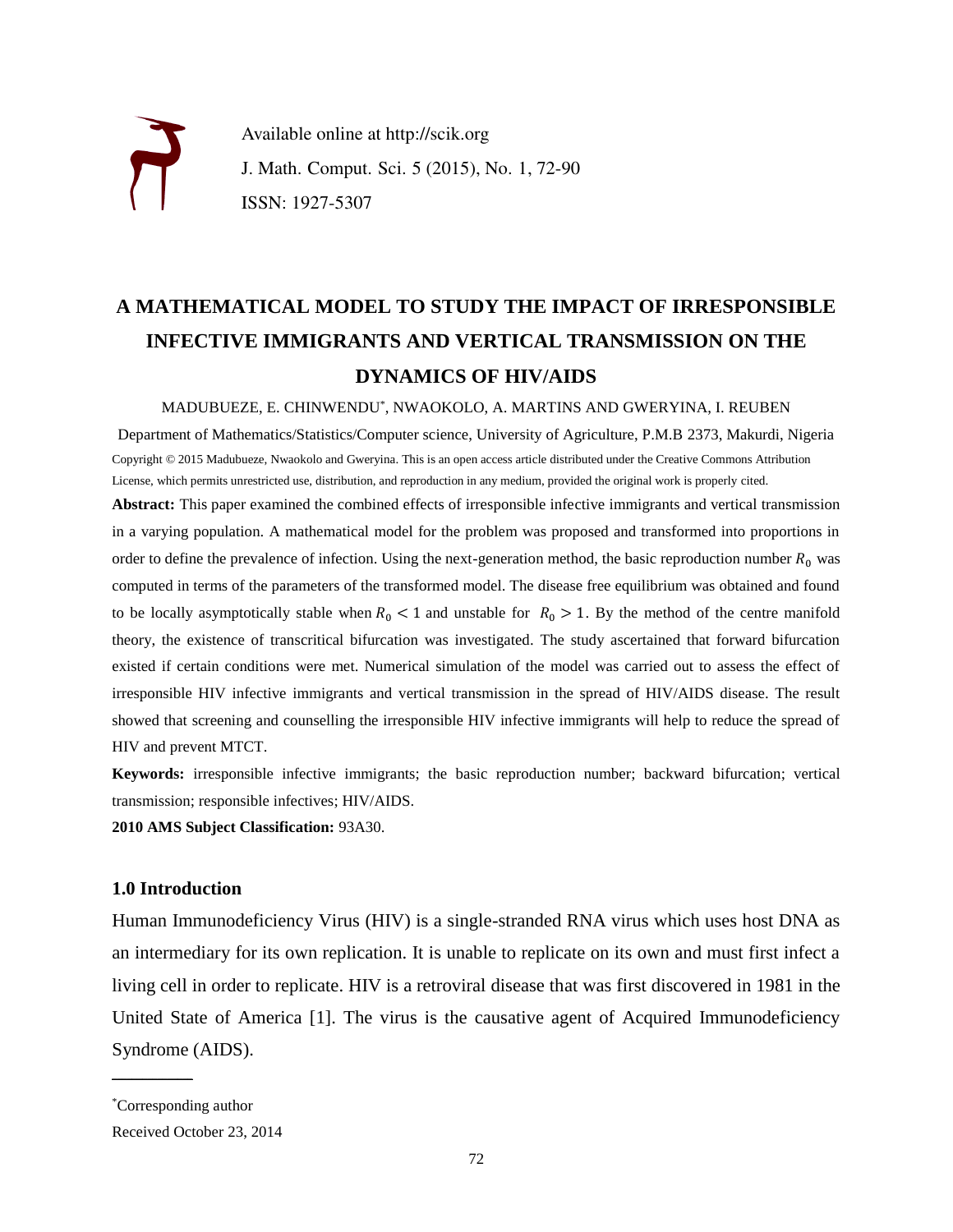Available online at http://scik.org

J. Math. Comput. Sci. 5 (2015), No. 1, 72-90

ISSN: 1927-5307

# A MATHEMATICAL MODEL TO STUDY THE IMPACT OF IRRESPONSIBLE INFECTIVE IMMIGRANTS AND VERTICAL TRANSMISSION ON THE DYNAMICS OF HIV/AIDS

MADUBUEZE, E. CHINWENDU*, NWAOKOLO, A. MARTINS AND GWERYINA, I. REUBEN

Department of Mathematics/Statistics/Computer science, University of Agriculture, P.M.B 2373, Makurdi, Nigeria

Copyright © 2015 Madubueze, Nwaokolo and Gweryina. This is an open access article distributed under the Creative Commons Attribution License, which permits unrestricted use, distribution, and reproduction in any medium, provided the original work is properly cited.

**Abstract:** This paper examined the combined effects of irresponsible infective immigrants and vertical transmission in a varying population. A mathematical model for the problem was proposed and transformed into proportions in order to define the prevalence of infection. Using the next-generation method, the basic reproduction number $R_0$ was computed in terms of the parameters of the transformed model. The disease free equilibrium was obtained and found to be locally asymptotically stable when $R_0 < 1$ and unstable for $R_0 > 1$. By the method of the centre manifold theory, the existence of transcritical bifurcation was investigated. The study ascertained that forward bifurcation existed if certain conditions were met. Numerical simulation of the model was carried out to assess the effect of irresponsible HIV infective immigrants and vertical transmission in the spread of HIV/AIDS disease. The result showed that screening and counselling the irresponsible HIV infective immigrants will help to reduce the spread of HIV and prevent MTCT.

**Keywords:** irresponsible infective immigrants; the basic reproduction number; backward bifurcation; vertical transmission; responsible infectives; HIV/AIDS.

**2010 AMS Subject Classification:** 93A30.

## 1.0 Introduction

Human Immunodeficiency Virus (HIV) is a single-stranded RNA virus which uses host DNA as an intermediary for its own replication. It is unable to replicate on its own and must first infect a living cell in order to replicate. HIV is a retroviral disease that was first discovered in 1981 in the United State of America [1]. The virus is the causative agent of Acquired Immunodeficiency Syndrome (AIDS).

*Corresponding author

Received October 23, 2014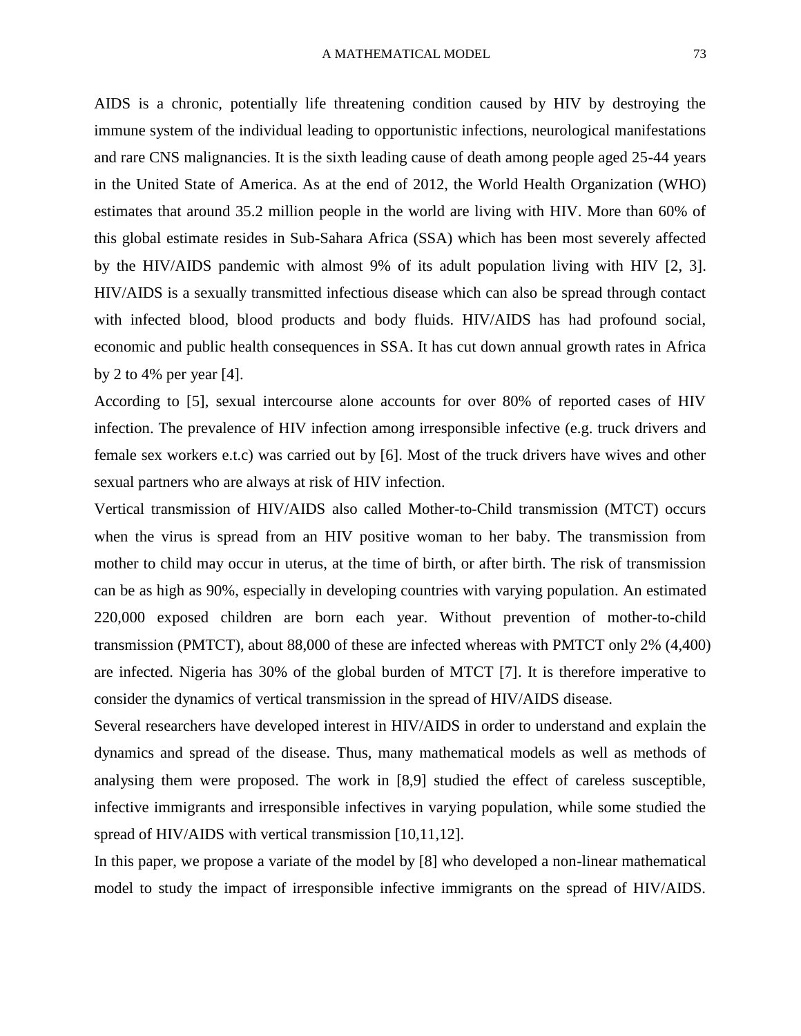AIDS is a chronic, potentially life threatening condition caused by HIV by destroying the immune system of the individual leading to opportunistic infections, neurological manifestations and rare CNS malignancies. It is the sixth leading cause of death among people aged 25-44 years in the United State of America. As at the end of 2012, the World Health Organization (WHO) estimates that around 35.2 million people in the world are living with HIV. More than 60% of this global estimate resides in Sub-Sahara Africa (SSA) which has been most severely affected by the HIV/AIDS pandemic with almost 9% of its adult population living with HIV [2, 3]. HIV/AIDS is a sexually transmitted infectious disease which can also be spread through contact with infected blood, blood products and body fluids. HIV/AIDS has had profound social, economic and public health consequences in SSA. It has cut down annual growth rates in Africa by 2 to 4% per year [4].

According to [5], sexual intercourse alone accounts for over 80% of reported cases of HIV infection. The prevalence of HIV infection among irresponsible infective (e.g. truck drivers and female sex workers e.t.c) was carried out by [6]. Most of the truck drivers have wives and other sexual partners who are always at risk of HIV infection.

Vertical transmission of HIV/AIDS also called Mother-to-Child transmission (MTCT) occurs when the virus is spread from an HIV positive woman to her baby. The transmission from mother to child may occur in uterus, at the time of birth, or after birth. The risk of transmission can be as high as 90%, especially in developing countries with varying population. An estimated 220,000 exposed children are born each year. Without prevention of mother-to-child transmission (PMTCT), about 88,000 of these are infected whereas with PMTCT only 2% (4,400) are infected. Nigeria has 30% of the global burden of MTCT [7]. It is therefore imperative to consider the dynamics of vertical transmission in the spread of HIV/AIDS disease.

Several researchers have developed interest in HIV/AIDS in order to understand and explain the dynamics and spread of the disease. Thus, many mathematical models as well as methods of analysing them were proposed. The work in [8,9] studied the effect of careless susceptible, infective immigrants and irresponsible infectives in varying population, while some studied the spread of HIV/AIDS with vertical transmission [10,11,12].

In this paper, we propose a variate of the model by [8] who developed a non-linear mathematical model to study the impact of irresponsible infective immigrants on the spread of HIV/AIDS.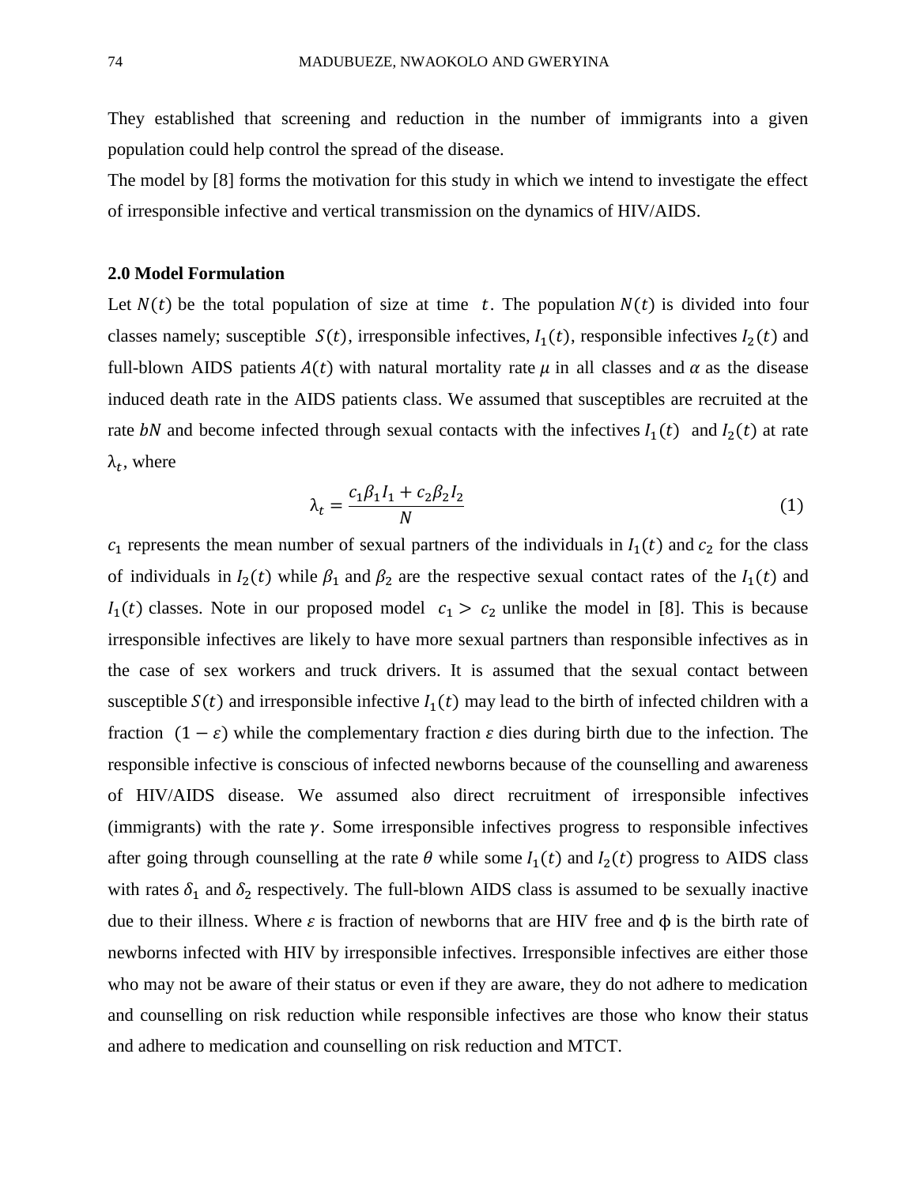They established that screening and reduction in the number of immigrants into a given population could help control the spread of the disease.

The model by [8] forms the motivation for this study in which we intend to investigate the effect of irresponsible infective and vertical transmission on the dynamics of HIV/AIDS.

## 2.0 Model Formulation

Let $N(t)$ be the total population of size at time $t$. The population $N(t)$ is divided into four classes namely; susceptible $S(t)$, irresponsible infectives, $I_1(t)$, responsible infectives $I_2(t)$ and full-blown AIDS patients $A(t)$ with natural mortality rate $\mu$ in all classes and $\alpha$ as the disease induced death rate in the AIDS patients class. We assumed that susceptibles are recruited at the rate $bN$ and become infected through sexual contacts with the infectives $I_1(t)$ and $I_2(t)$ at rate $\lambda_t$, where

$$\lambda_t = \frac{c_1\beta_1 I_1 + c_2\beta_2 I_2}{N} \tag{1}$$

$c_1$ represents the mean number of sexual partners of the individuals in $I_1(t)$ and $c_2$ for the class of individuals in $I_2(t)$ while $\beta_1$ and $\beta_2$ are the respective sexual contact rates of the $I_1(t)$ and $I_1(t)$ classes. Note in our proposed model $c_1 > c_2$ unlike the model in [8]. This is because irresponsible infectives are likely to have more sexual partners than responsible infectives as in the case of sex workers and truck drivers. It is assumed that the sexual contact between susceptible $S(t)$ and irresponsible infective $I_1(t)$ may lead to the birth of infected children with a fraction $(1-\varepsilon)$ while the complementary fraction $\varepsilon$ dies during birth due to the infection. The responsible infective is conscious of infected newborns because of the counselling and awareness of HIV/AIDS disease. We assumed also direct recruitment of irresponsible infectives (immigrants) with the rate $\gamma$. Some irresponsible infectives progress to responsible infectives after going through counselling at the rate $\theta$ while some $I_1(t)$ and $I_2(t)$ progress to AIDS class with rates $\delta_1$ and $\delta_2$ respectively. The full-blown AIDS class is assumed to be sexually inactive due to their illness. Where $\varepsilon$ is fraction of newborns that are HIV free and $\phi$ is the birth rate of newborns infected with HIV by irresponsible infectives. Irresponsible infectives are either those who may not be aware of their status or even if they are aware, they do not adhere to medication and counselling on risk reduction while responsible infectives are those who know their status and adhere to medication and counselling on risk reduction and MTCT.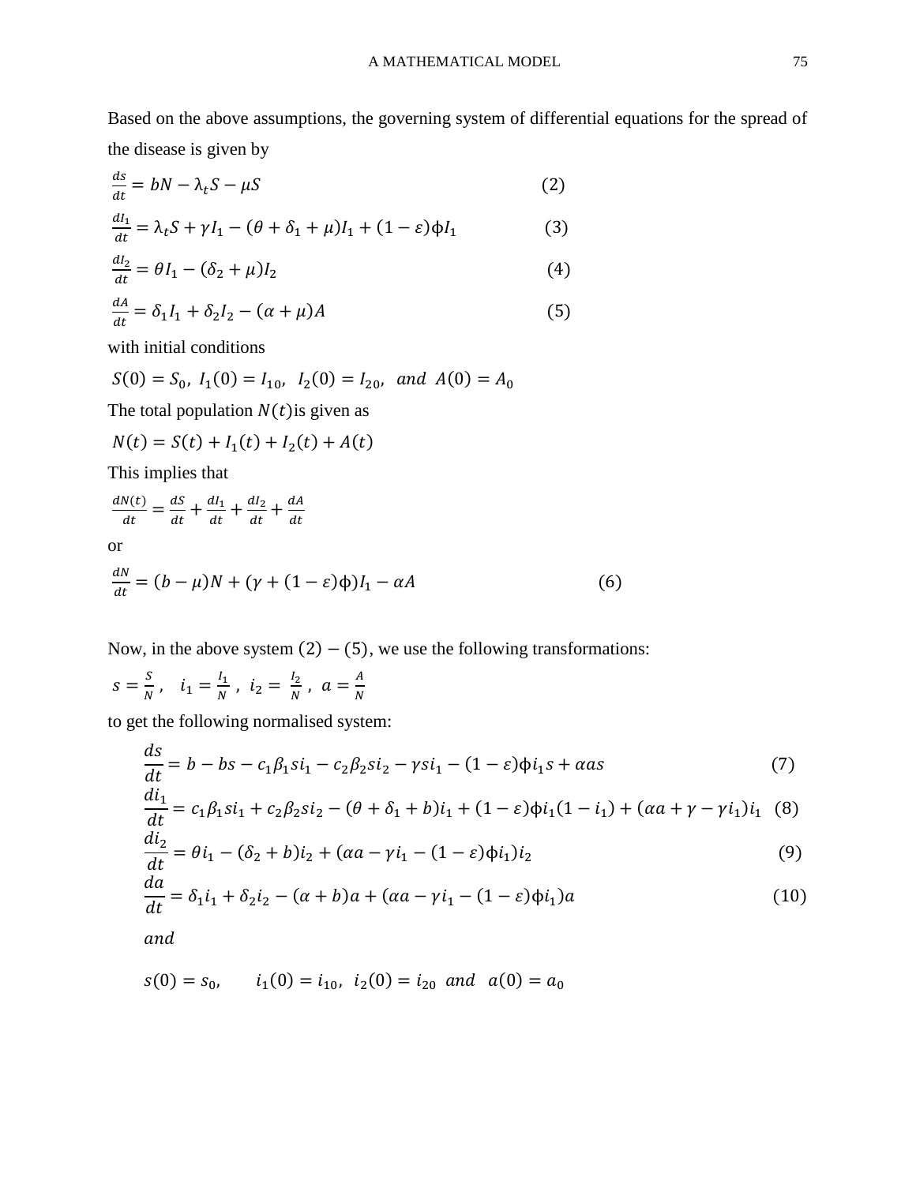Based on the above assumptions, the governing system of differential equations for the spread of the disease is given by

$$\frac{ds}{dt} = bN - \lambda_t S - \mu S \qquad (2)$$

$$\frac{dI_1}{dt} = \lambda_t S + \gamma I_1 - (\theta + \delta_1 + \mu)I_1 + (1-\varepsilon)\phi I_1 \qquad (3)$$

$$\frac{dI_2}{dt} = \theta I_1 - (\delta_2 + \mu)I_2 \qquad (4)$$

$$\frac{dA}{dt} = \delta_1 I_1 + \delta_2 I_2 - (\alpha + \mu)A \qquad (5)$$

with initial conditions

$$S(0) = S_0,\ I_1(0) = I_{10},\ \ I_2(0) = I_{20},\ \ and\ \ A(0) = A_0$$

The total population $N(t)$is given as

$$N(t) = S(t) + I_1(t) + I_2(t) + A(t)$$

This implies that

$$\frac{dN(t)}{dt} = \frac{dS}{dt} + \frac{dI_1}{dt} + \frac{dI_2}{dt} + \frac{dA}{dt}$$

or

$$\frac{dN}{dt} = (b - \mu)N + (\gamma + (1-\varepsilon)\phi)I_1 - \alpha A \qquad (6)$$

Now, in the above system $(2) - (5)$, we use the following transformations:

$$s = \frac{S}{N}\ ,\quad i_1 = \frac{I_1}{N}\ ,\ i_2 = \frac{I_2}{N}\ ,\ a = \frac{A}{N}$$

to get the following normalised system:

$$\frac{ds}{dt} = b - bs - c_1\beta_1 s i_1 - c_2\beta_2 s i_2 - \gamma s i_1 - (1-\varepsilon)\phi i_1 s + \alpha a s \qquad (7)$$

$$\frac{di_1}{dt} = c_1\beta_1 s i_1 + c_2\beta_2 s i_2 - (\theta + \delta_1 + b)i_1 + (1-\varepsilon)\phi i_1(1 - i_1) + (\alpha a + \gamma - \gamma i_1)i_1 \quad (8)$$

$$\frac{di_2}{dt} = \theta i_1 - (\delta_2 + b)i_2 + (\alpha a - \gamma i_1 - (1-\varepsilon)\phi i_1)i_2 \qquad (9)$$

$$\frac{da}{dt} = \delta_1 i_1 + \delta_2 i_2 - (\alpha + b)a + (\alpha a - \gamma i_1 - (1-\varepsilon)\phi i_1)a \qquad (10)$$

*and*

$$s(0) = s_0, \qquad i_1(0) = i_{10},\ \ i_2(0) = i_{20}\ \ and\ \ a(0) = a_0$$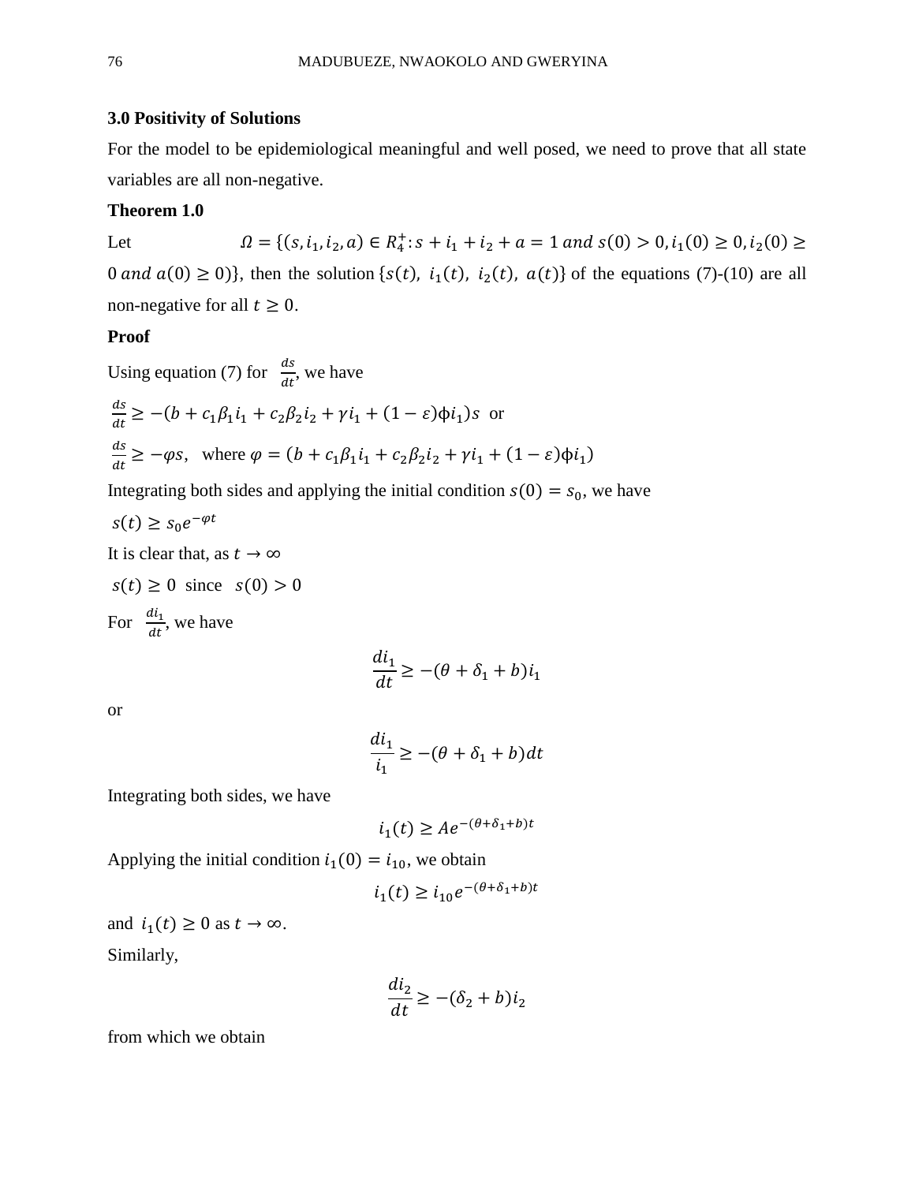## 3.0 Positivity of Solutions

For the model to be epidemiological meaningful and well posed, we need to prove that all state variables are all non-negative.

**Theorem 1.0**

Let $\Omega = \{(s, i_1, i_2, a) \in R_4^+ : s + i_1 + i_2 + a = 1 \; and \; s(0) > 0, i_1(0) \geq 0, i_2(0) \geq 0 \; and \; a(0) \geq 0)\}$, then the solution $\{s(t),\; i_1(t),\; i_2(t),\; a(t)\}$ of the equations (7)-(10) are all non-negative for all $t \geq 0$.

**Proof**

Using equation (7) for $\frac{ds}{dt}$, we have

$\frac{ds}{dt} \geq -(b + c_1\beta_1 i_1 + c_2\beta_2 i_2 + \gamma i_1 + (1-\varepsilon)\phi i_1)s$ or

$\frac{ds}{dt} \geq -\varphi s$, where $\varphi = (b + c_1\beta_1 i_1 + c_2\beta_2 i_2 + \gamma i_1 + (1-\varepsilon)\phi i_1)$

Integrating both sides and applying the initial condition $s(0) = s_0$, we have

$s(t) \geq s_0 e^{-\varphi t}$

It is clear that, as $t \to \infty$

$s(t) \geq 0$ since $s(0) > 0$

For $\frac{di_1}{dt}$, we have

$$\frac{di_1}{dt} \geq -(\theta + \delta_1 + b)i_1$$

or

$$\frac{di_1}{i_1} \geq -(\theta + \delta_1 + b)dt$$

Integrating both sides, we have

$$i_1(t) \geq A e^{-(\theta + \delta_1 + b)t}$$

Applying the initial condition $i_1(0) = i_{10}$, we obtain

$$i_1(t) \geq i_{10} e^{-(\theta + \delta_1 + b)t}$$

and $i_1(t) \geq 0$ as $t \to \infty$.

Similarly,

$$\frac{di_2}{dt} \geq -(\delta_2 + b)i_2$$

from which we obtain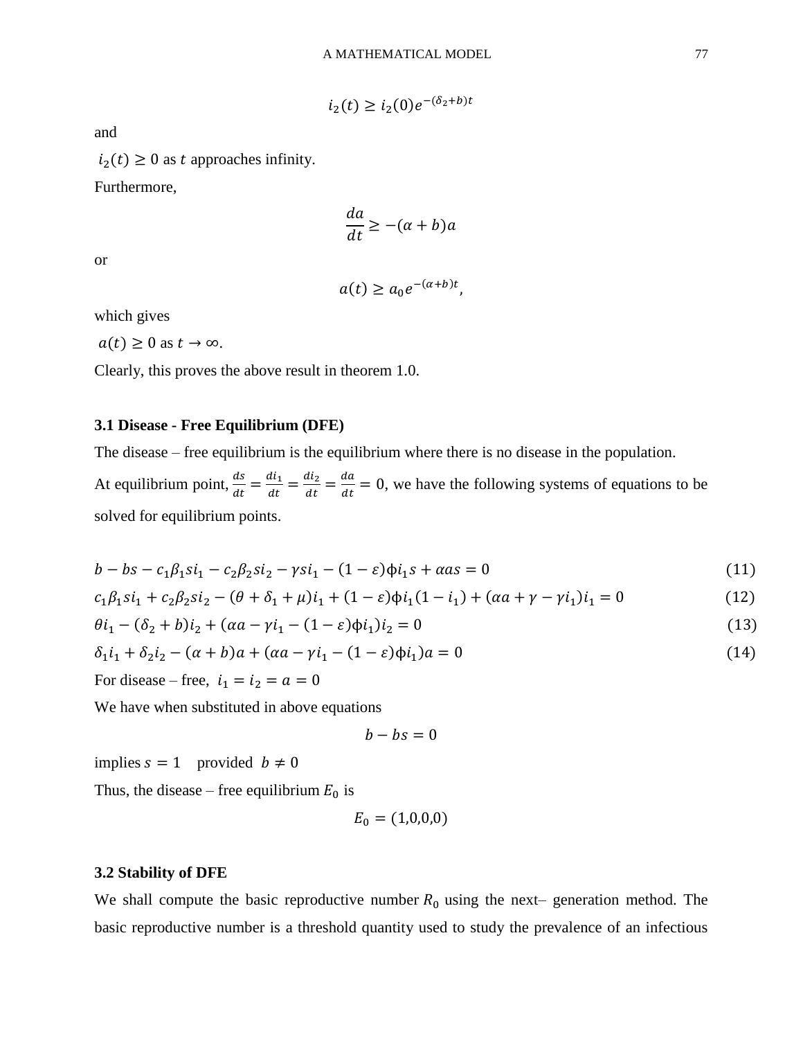$$i_2(t) \geq i_2(0)e^{-(\delta_2+b)t}$$

and

$i_2(t) \geq 0$ as $t$ approaches infinity.

Furthermore,

$$\frac{da}{dt} \geq -(\alpha + b)a$$

or

$$a(t) \geq a_0 e^{-(\alpha+b)t},$$

which gives

$a(t) \geq 0$ as $t \to \infty$.

Clearly, this proves the above result in theorem 1.0.

### 3.1 Disease - Free Equilibrium (DFE)

The disease – free equilibrium is the equilibrium where there is no disease in the population.

At equilibrium point, $\frac{ds}{dt} = \frac{di_1}{dt} = \frac{di_2}{dt} = \frac{da}{dt} = 0$, we have the following systems of equations to be solved for equilibrium points.

$$b - bs - c_1\beta_1 s i_1 - c_2\beta_2 s i_2 - \gamma s i_1 - (1-\varepsilon)\phi i_1 s + \alpha a s = 0 \tag{11}$$

$$c_1\beta_1 s i_1 + c_2\beta_2 s i_2 - (\theta + \delta_1 + \mu)i_1 + (1-\varepsilon)\phi i_1(1 - i_1) + (\alpha a + \gamma - \gamma i_1)i_1 = 0 \tag{12}$$

$$\theta i_1 - (\delta_2 + b)i_2 + (\alpha a - \gamma i_1 - (1-\varepsilon)\phi i_1)i_2 = 0 \tag{13}$$

$$\delta_1 i_1 + \delta_2 i_2 - (\alpha + b)a + (\alpha a - \gamma i_1 - (1-\varepsilon)\phi i_1)a = 0 \tag{14}$$

For disease – free, $i_1 = i_2 = a = 0$

We have when substituted in above equations

$$b - bs = 0$$

implies $s = 1$ provided $b \neq 0$

Thus, the disease – free equilibrium $E_0$ is

$$E_0 = (1,0,0,0)$$

### 3.2 Stability of DFE

We shall compute the basic reproductive number $R_0$ using the next– generation method. The basic reproductive number is a threshold quantity used to study the prevalence of an infectious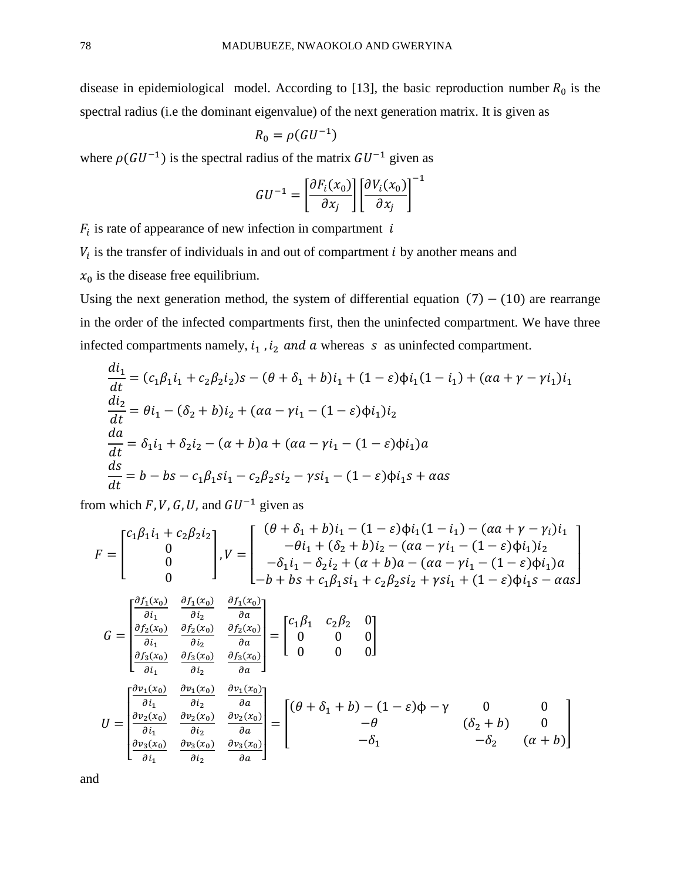disease in epidemiological model. According to [13], the basic reproduction number $R_0$ is the spectral radius (i.e the dominant eigenvalue) of the next generation matrix. It is given as

$$R_0 = \rho(GU^{-1})$$

where $\rho(GU^{-1})$ is the spectral radius of the matrix $GU^{-1}$ given as

$$GU^{-1} = \left[\frac{\partial F_i(x_0)}{\partial x_j}\right]\left[\frac{\partial V_i(x_0)}{\partial x_j}\right]^{-1}$$

$F_i$ is rate of appearance of new infection in compartment $i$

$V_i$ is the transfer of individuals in and out of compartment $i$ by another means and

$x_0$ is the disease free equilibrium.

Using the next generation method, the system of differential equation $(7)-(10)$ are rearrange in the order of the infected compartments first, then the uninfected compartment. We have three infected compartments namely, $i_1$, $i_2$ *and* $a$ whereas $s$ as uninfected compartment.

$$\begin{aligned}
\frac{di_1}{dt} &= (c_1\beta_1 i_1 + c_2\beta_2 i_2)s - (\theta + \delta_1 + b)i_1 + (1-\varepsilon)\phi i_1(1 - i_1) + (\alpha a + \gamma - \gamma i_1)i_1 \\
\frac{di_2}{dt} &= \theta i_1 - (\delta_2 + b)i_2 + (\alpha a - \gamma i_1 - (1-\varepsilon)\phi i_1)i_2 \\
\frac{da}{dt} &= \delta_1 i_1 + \delta_2 i_2 - (\alpha + b)a + (\alpha a - \gamma i_1 - (1-\varepsilon)\phi i_1)a \\
\frac{ds}{dt} &= b - bs - c_1\beta_1 s i_1 - c_2\beta_2 s i_2 - \gamma s i_1 - (1-\varepsilon)\phi i_1 s + \alpha a s
\end{aligned}$$

from which $F, V, G, U,$ and $GU^{-1}$ given as

$$F = \begin{bmatrix} c_1\beta_1 i_1 + c_2\beta_2 i_2 \\ 0 \\ 0 \\ 0 \end{bmatrix}, V = \begin{bmatrix} (\theta + \delta_1 + b)i_1 - (1-\varepsilon)\phi i_1(1 - i_1) - (\alpha a + \gamma - \gamma_i)i_1 \\ -\theta i_1 + (\delta_2 + b)i_2 - (\alpha a - \gamma i_1 - (1-\varepsilon)\phi i_1)i_2 \\ -\delta_1 i_1 - \delta_2 i_2 + (\alpha + b)a - (\alpha a - \gamma i_1 - (1-\varepsilon)\phi i_1)a \\ -b + bs + c_1\beta_1 s i_1 + c_2\beta_2 s i_2 + \gamma s i_1 + (1-\varepsilon)\phi i_1 s - \alpha a s \end{bmatrix}$$

$$G = \begin{bmatrix} \frac{\partial f_1(x_0)}{\partial i_1} & \frac{\partial f_1(x_0)}{\partial i_2} & \frac{\partial f_1(x_0)}{\partial a} \\ \frac{\partial f_2(x_0)}{\partial i_1} & \frac{\partial f_2(x_0)}{\partial i_2} & \frac{\partial f_2(x_0)}{\partial a} \\ \frac{\partial f_3(x_0)}{\partial i_1} & \frac{\partial f_3(x_0)}{\partial i_2} & \frac{\partial f_3(x_0)}{\partial a} \end{bmatrix} = \begin{bmatrix} c_1\beta_1 & c_2\beta_2 & 0 \\ 0 & 0 & 0 \\ 0 & 0 & 0 \end{bmatrix}$$

$$U = \begin{bmatrix} \frac{\partial v_1(x_0)}{\partial i_1} & \frac{\partial v_1(x_0)}{\partial i_2} & \frac{\partial v_1(x_0)}{\partial a} \\ \frac{\partial v_2(x_0)}{\partial i_1} & \frac{\partial v_2(x_0)}{\partial i_2} & \frac{\partial v_2(x_0)}{\partial a} \\ \frac{\partial v_3(x_0)}{\partial i_1} & \frac{\partial v_3(x_0)}{\partial i_2} & \frac{\partial v_3(x_0)}{\partial a} \end{bmatrix} = \begin{bmatrix} (\theta + \delta_1 + b) - (1-\varepsilon)\phi - \gamma & 0 & 0 \\ -\theta & (\delta_2 + b) & 0 \\ -\delta_1 & -\delta_2 & (\alpha + b) \end{bmatrix}$$

and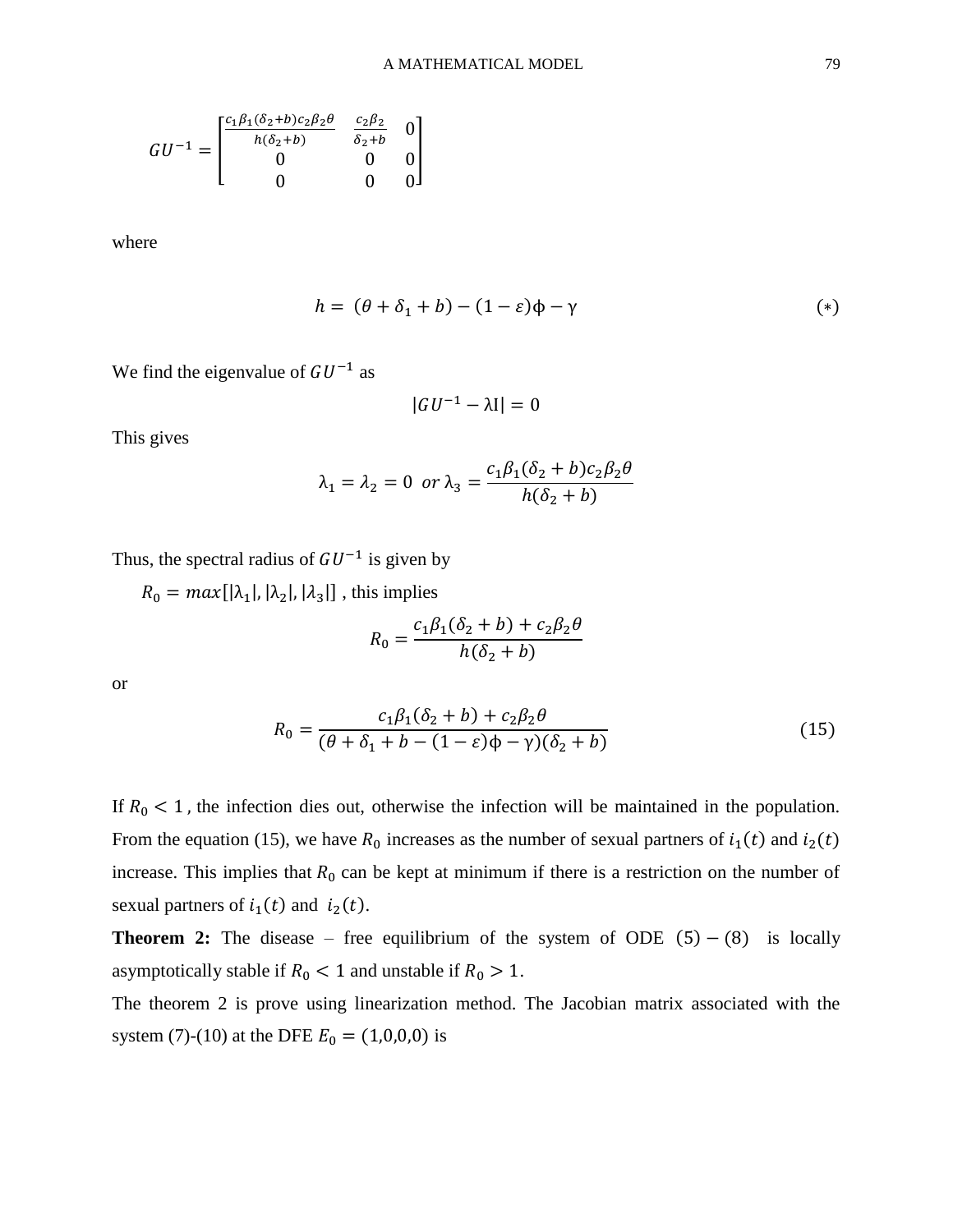$$GU^{-1} = \begin{bmatrix} \frac{c_1\beta_1(\delta_2+b)c_2\beta_2\theta}{h(\delta_2+b)} & \frac{c_2\beta_2}{\delta_2+b} & 0 \\ 0 & 0 & 0 \\ 0 & 0 & 0 \end{bmatrix}$$

where

$$h = (\theta + \delta_1 + b) - (1 - \varepsilon)\phi - \gamma \tag{*}$$

We find the eigenvalue of $GU^{-1}$ as

$$|GU^{-1} - \lambda I| = 0$$

This gives

$$\lambda_1 = \lambda_2 = 0 \;\; or \; \lambda_3 = \frac{c_1\beta_1(\delta_2 + b)c_2\beta_2\theta}{h(\delta_2 + b)}$$

Thus, the spectral radius of $GU^{-1}$ is given by

$R_0 = max[|\lambda_1|, |\lambda_2|, |\lambda_3|]$ , this implies

$$R_0 = \frac{c_1\beta_1(\delta_2 + b) + c_2\beta_2\theta}{h(\delta_2 + b)}$$

or

$$R_0 = \frac{c_1\beta_1(\delta_2 + b) + c_2\beta_2\theta}{(\theta + \delta_1 + b - (1 - \varepsilon)\phi - \gamma)(\delta_2 + b)} \tag{15}$$

If $R_0 < 1$ , the infection dies out, otherwise the infection will be maintained in the population. From the equation (15), we have $R_0$ increases as the number of sexual partners of $i_1(t)$ and $i_2(t)$ increase. This implies that $R_0$ can be kept at minimum if there is a restriction on the number of sexual partners of $i_1(t)$ and $i_2(t)$.

**Theorem 2:** The disease – free equilibrium of the system of ODE $(5) - (8)$ is locally asymptotically stable if $R_0 < 1$ and unstable if $R_0 > 1$.

The theorem 2 is prove using linearization method. The Jacobian matrix associated with the system (7)-(10) at the DFE $E_0 = (1,0,0,0)$ is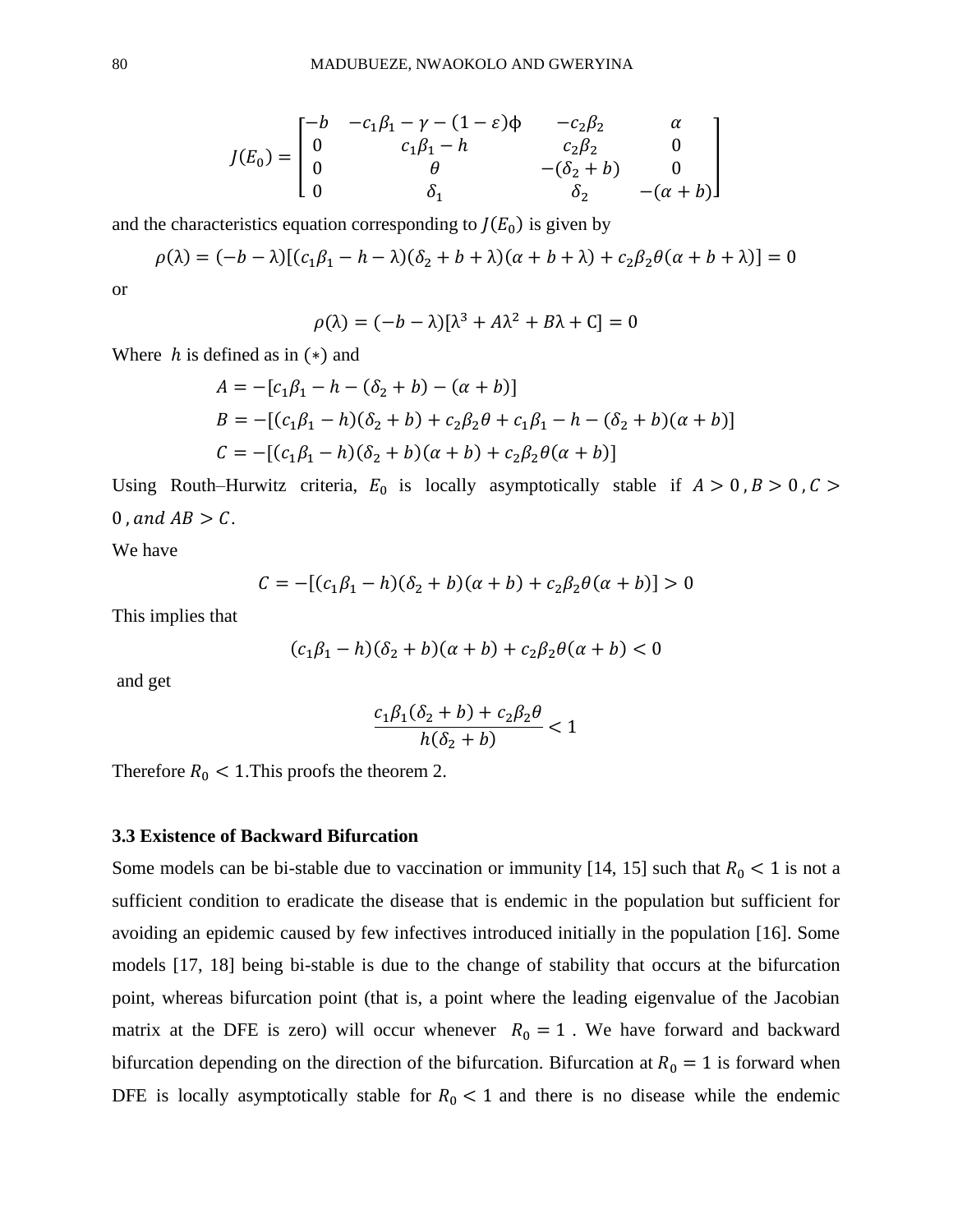$$J(E_0) = \begin{bmatrix} -b & -c_1\beta_1 - \gamma - (1-\varepsilon)\phi & -c_2\beta_2 & \alpha \\ 0 & c_1\beta_1 - h & c_2\beta_2 & 0 \\ 0 & \theta & -(\delta_2 + b) & 0 \\ 0 & \delta_1 & \delta_2 & -(\alpha + b) \end{bmatrix}$$

and the characteristics equation corresponding to $J(E_0)$ is given by

$$\rho(\lambda) = (-b - \lambda)[(c_1\beta_1 - h - \lambda)(\delta_2 + b + \lambda)(\alpha + b + \lambda) + c_2\beta_2\theta(\alpha + b + \lambda)] = 0$$

or

$$\rho(\lambda) = (-b - \lambda)[\lambda^3 + A\lambda^2 + B\lambda + C] = 0$$

Where $h$ is defined as in $(*)$ and

$$A = -[c_1\beta_1 - h - (\delta_2 + b) - (\alpha + b)]$$

$$B = -[(c_1\beta_1 - h)(\delta_2 + b) + c_2\beta_2\theta + c_1\beta_1 - h - (\delta_2 + b)(\alpha + b)]$$

$$C = -[(c_1\beta_1 - h)(\delta_2 + b)(\alpha + b) + c_2\beta_2\theta(\alpha + b)]$$

Using Routh–Hurwitz criteria, $E_0$ is locally asymptotically stable if $A > 0, B > 0, C > 0, and\ AB > C$.

We have

$$C = -[(c_1\beta_1 - h)(\delta_2 + b)(\alpha + b) + c_2\beta_2\theta(\alpha + b)] > 0$$

This implies that

$$(c_1\beta_1 - h)(\delta_2 + b)(\alpha + b) + c_2\beta_2\theta(\alpha + b) < 0$$

and get

$$\frac{c_1\beta_1(\delta_2 + b) + c_2\beta_2\theta}{h(\delta_2 + b)} < 1$$

Therefore $R_0 < 1$.This proofs the theorem 2.

### 3.3 Existence of Backward Bifurcation

Some models can be bi-stable due to vaccination or immunity [14, 15] such that $R_0 < 1$ is not a sufficient condition to eradicate the disease that is endemic in the population but sufficient for avoiding an epidemic caused by few infectives introduced initially in the population [16]. Some models [17, 18] being bi-stable is due to the change of stability that occurs at the bifurcation point, whereas bifurcation point (that is, a point where the leading eigenvalue of the Jacobian matrix at the DFE is zero) will occur whenever $R_0 = 1$ . We have forward and backward bifurcation depending on the direction of the bifurcation. Bifurcation at $R_0 = 1$ is forward when DFE is locally asymptotically stable for $R_0 < 1$ and there is no disease while the endemic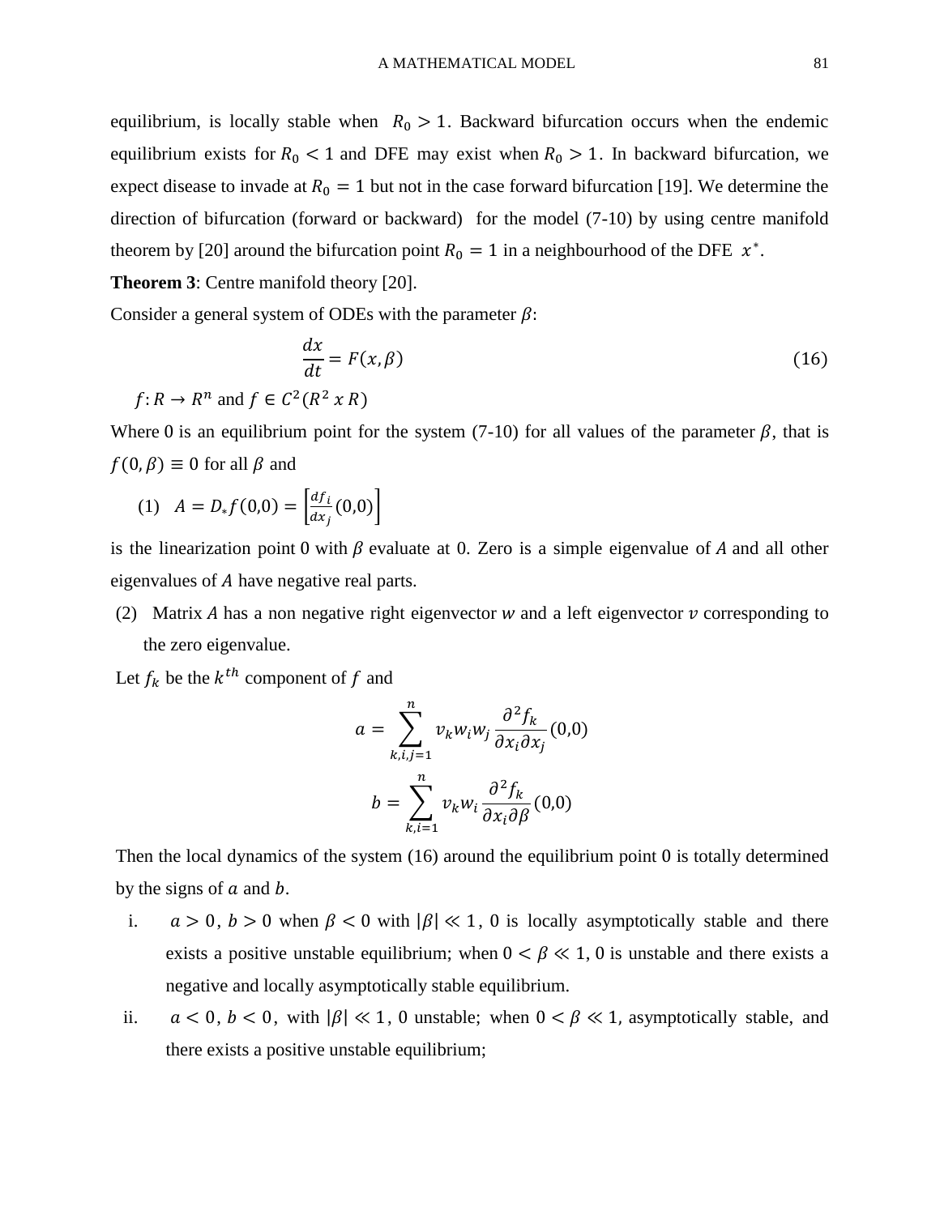equilibrium, is locally stable when $R_0 > 1$. Backward bifurcation occurs when the endemic equilibrium exists for $R_0 < 1$ and DFE may exist when $R_0 > 1$. In backward bifurcation, we expect disease to invade at $R_0 = 1$ but not in the case forward bifurcation [19]. We determine the direction of bifurcation (forward or backward) for the model (7-10) by using centre manifold theorem by [20] around the bifurcation point $R_0 = 1$ in a neighbourhood of the DFE $x^*$.

**Theorem 3**: Centre manifold theory [20].

Consider a general system of ODEs with the parameter $\beta$:

$$\frac{dx}{dt} = F(x, \beta) \tag{16}$$

$f: R \to R^n$ and $f \in C^2(R^2 \, x \, R)$

Where 0 is an equilibrium point for the system (7-10) for all values of the parameter $\beta$, that is $f(0, \beta) \equiv 0$ for all $\beta$ and

(1) $A = D_* f(0,0) = \left[\frac{df_i}{dx_j}(0,0)\right]$

is the linearization point 0 with $\beta$ evaluate at 0. Zero is a simple eigenvalue of $A$ and all other eigenvalues of $A$ have negative real parts.

(2) Matrix $A$ has a non negative right eigenvector $w$ and a left eigenvector $v$ corresponding to the zero eigenvalue.

Let $f_k$ be the $k^{th}$ component of $f$ and

$$a = \sum_{k,i,j=1}^{n} v_k w_i w_j \frac{\partial^2 f_k}{\partial x_i \partial x_j}(0,0)$$

$$b = \sum_{k,i=1}^{n} v_k w_i \frac{\partial^2 f_k}{\partial x_i \partial \beta}(0,0)$$

Then the local dynamics of the system (16) around the equilibrium point 0 is totally determined by the signs of $a$ and $b$.

i. $a > 0$, $b > 0$ when $\beta < 0$ with $|\beta| \ll 1$, 0 is locally asymptotically stable and there exists a positive unstable equilibrium; when $0 < \beta \ll 1$, 0 is unstable and there exists a negative and locally asymptotically stable equilibrium.

ii. $a < 0$, $b < 0$, with $|\beta| \ll 1$, 0 unstable; when $0 < \beta \ll 1$, asymptotically stable, and there exists a positive unstable equilibrium;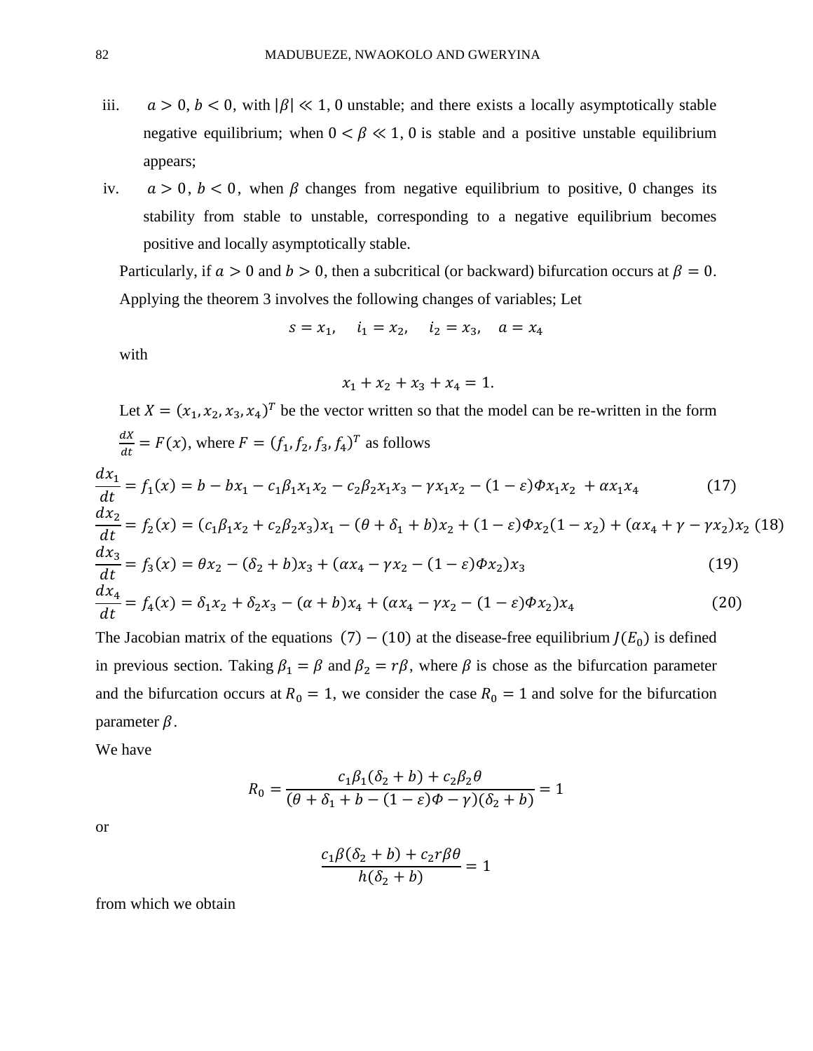iii. $a > 0$, $b < 0$, with $|\beta| \ll 1$, 0 unstable; and there exists a locally asymptotically stable negative equilibrium; when $0 < \beta \ll 1$, 0 is stable and a positive unstable equilibrium appears;

iv. $a > 0$, $b < 0$, when $\beta$ changes from negative equilibrium to positive, 0 changes its stability from stable to unstable, corresponding to a negative equilibrium becomes positive and locally asymptotically stable.

Particularly, if $a > 0$ and $b > 0$, then a subcritical (or backward) bifurcation occurs at $\beta = 0$. Applying the theorem 3 involves the following changes of variables; Let

$$s = x_1, \quad i_1 = x_2, \quad i_2 = x_3, \quad a = x_4$$

with

$$x_1 + x_2 + x_3 + x_4 = 1.$$

Let $X = (x_1, x_2, x_3, x_4)^T$ be the vector written so that the model can be re-written in the form $\frac{dX}{dt} = F(x)$, where $F = (f_1, f_2, f_3, f_4)^T$ as follows

$$\frac{dx_1}{dt} = f_1(x) = b - bx_1 - c_1\beta_1 x_1 x_2 - c_2\beta_2 x_1 x_3 - \gamma x_1 x_2 - (1-\varepsilon)\Phi x_1 x_2 + \alpha x_1 x_4 \tag{17}$$

$$\frac{dx_2}{dt} = f_2(x) = (c_1\beta_1 x_2 + c_2\beta_2 x_3)x_1 - (\theta + \delta_1 + b)x_2 + (1-\varepsilon)\Phi x_2(1 - x_2) + (\alpha x_4 + \gamma - \gamma x_2)x_2 \tag{18}$$

$$\frac{dx_3}{dt} = f_3(x) = \theta x_2 - (\delta_2 + b)x_3 + (\alpha x_4 - \gamma x_2 - (1-\varepsilon)\Phi x_2)x_3 \tag{19}$$

$$\frac{dx_4}{dt} = f_4(x) = \delta_1 x_2 + \delta_2 x_3 - (\alpha + b)x_4 + (\alpha x_4 - \gamma x_2 - (1-\varepsilon)\Phi x_2)x_4 \tag{20}$$

The Jacobian matrix of the equations $(7) - (10)$ at the disease-free equilibrium $J(E_0)$ is defined in previous section. Taking $\beta_1 = \beta$ and $\beta_2 = r\beta$, where $\beta$ is chose as the bifurcation parameter and the bifurcation occurs at $R_0 = 1$, we consider the case $R_0 = 1$ and solve for the bifurcation parameter $\beta$.

We have

$$R_0 = \frac{c_1\beta_1(\delta_2 + b) + c_2\beta_2\theta}{(\theta + \delta_1 + b - (1-\varepsilon)\Phi - \gamma)(\delta_2 + b)} = 1$$

or

$$\frac{c_1\beta(\delta_2 + b) + c_2 r\beta\theta}{h(\delta_2 + b)} = 1$$

from which we obtain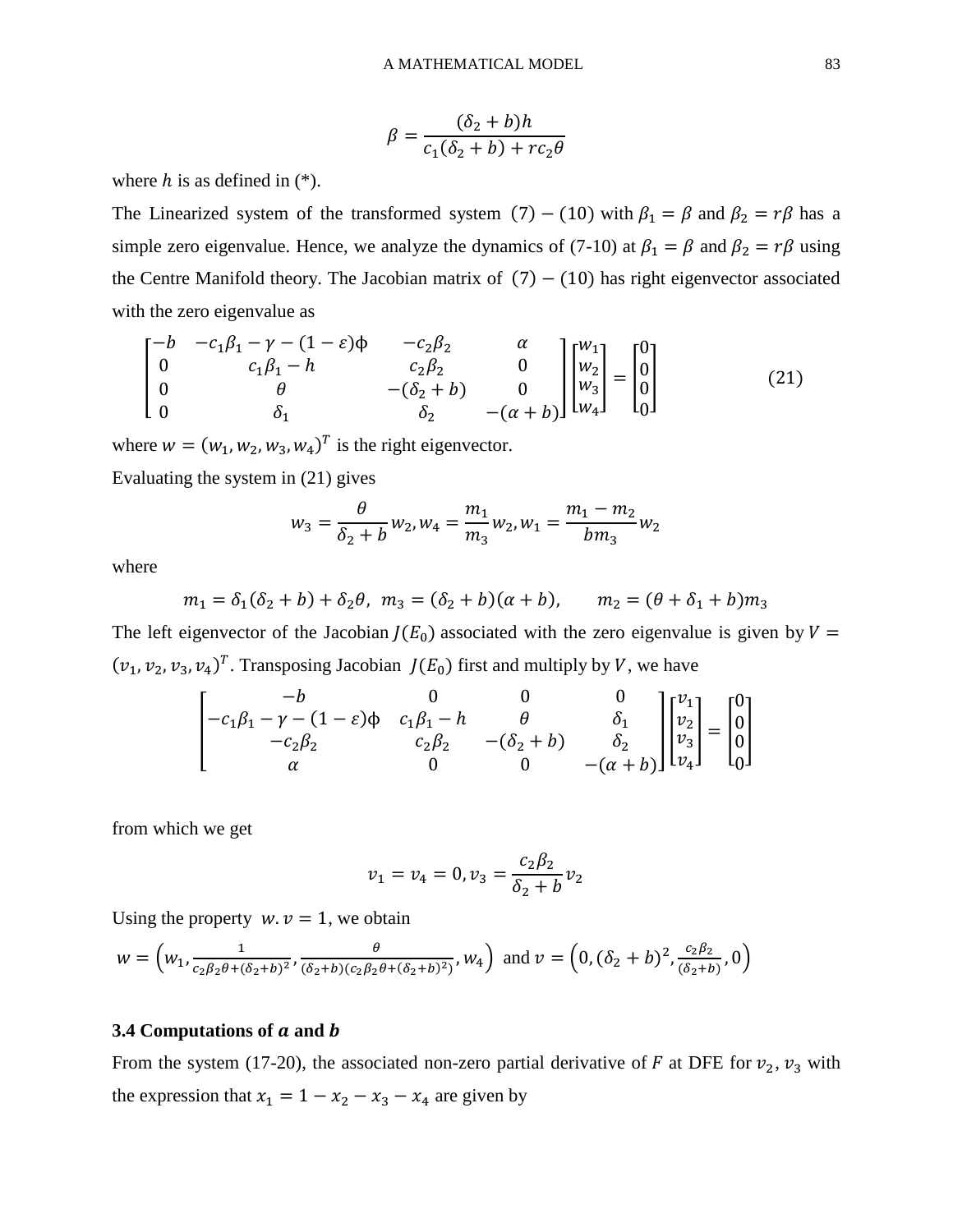$$\beta = \frac{(\delta_2 + b)h}{c_1(\delta_2 + b) + rc_2\theta}$$

where $h$ is as defined in (*).

The Linearized system of the transformed system $(7) - (10)$ with $\beta_1 = \beta$ and $\beta_2 = r\beta$ has a simple zero eigenvalue. Hence, we analyze the dynamics of (7-10) at $\beta_1 = \beta$ and $\beta_2 = r\beta$ using the Centre Manifold theory. The Jacobian matrix of $(7) - (10)$ has right eigenvector associated with the zero eigenvalue as

$$\begin{bmatrix} -b & -c_1\beta_1 - \gamma - (1-\varepsilon)\phi & -c_2\beta_2 & \alpha \\ 0 & c_1\beta_1 - h & c_2\beta_2 & 0 \\ 0 & \theta & -(\delta_2 + b) & 0 \\ 0 & \delta_1 & \delta_2 & -(\alpha + b) \end{bmatrix} \begin{bmatrix} w_1 \\ w_2 \\ w_3 \\ w_4 \end{bmatrix} = \begin{bmatrix} 0 \\ 0 \\ 0 \\ 0 \end{bmatrix} \tag{21}$$

where $w = (w_1, w_2, w_3, w_4)^T$ is the right eigenvector.

Evaluating the system in (21) gives

$$w_3 = \frac{\theta}{\delta_2 + b} w_2, w_4 = \frac{m_1}{m_3} w_2, w_1 = \frac{m_1 - m_2}{bm_3} w_2$$

where

$$m_1 = \delta_1(\delta_2 + b) + \delta_2\theta, \;\; m_3 = (\delta_2 + b)(\alpha + b), \qquad m_2 = (\theta + \delta_1 + b)m_3$$

The left eigenvector of the Jacobian $J(E_0)$ associated with the zero eigenvalue is given by $V = (v_1, v_2, v_3, v_4)^T$. Transposing Jacobian $J(E_0)$ first and multiply by $V$, we have

$$\begin{bmatrix} -b & 0 & 0 & 0 \\ -c_1\beta_1 - \gamma - (1-\varepsilon)\phi & c_1\beta_1 - h & \theta & \delta_1 \\ -c_2\beta_2 & c_2\beta_2 & -(\delta_2 + b) & \delta_2 \\ \alpha & 0 & 0 & -(\alpha + b) \end{bmatrix} \begin{bmatrix} v_1 \\ v_2 \\ v_3 \\ v_4 \end{bmatrix} = \begin{bmatrix} 0 \\ 0 \\ 0 \\ 0 \end{bmatrix}$$

from which we get

$$v_1 = v_4 = 0, v_3 = \frac{c_2\beta_2}{\delta_2 + b} v_2$$

Using the property $w.v = 1$, we obtain

$$w = \left(w_1, \frac{1}{c_2\beta_2\theta + (\delta_2 + b)^2}, \frac{\theta}{(\delta_2 + b)(c_2\beta_2\theta + (\delta_2 + b)^2)}, w_4\right) \text{ and } v = \left(0, (\delta_2 + b)^2, \frac{c_2\beta_2}{(\delta_2 + b)}, 0\right)$$

### 3.4 Computations of $a$ and $b$

From the system (17-20), the associated non-zero partial derivative of $F$ at DFE for $v_2, v_3$ with the expression that $x_1 = 1 - x_2 - x_3 - x_4$ are given by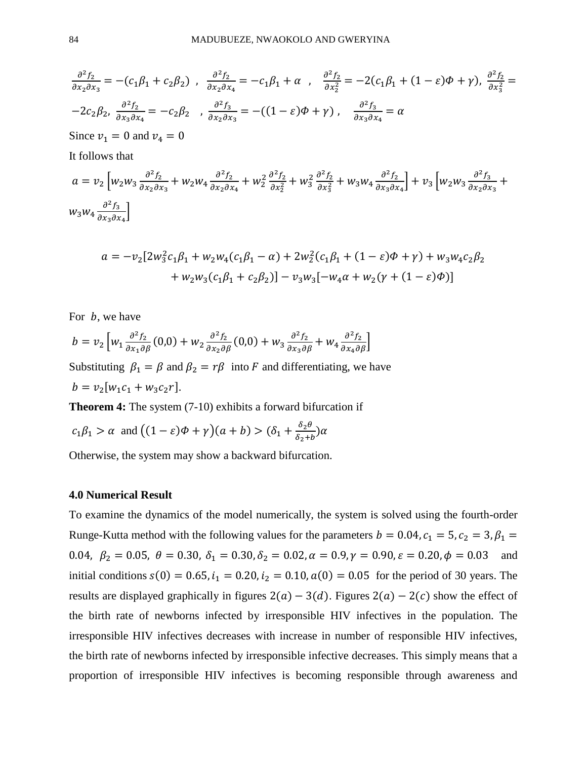$\frac{\partial^2 f_2}{\partial x_2 \partial x_3} = -(c_1\beta_1 + c_2\beta_2)$ , $\frac{\partial^2 f_2}{\partial x_2 \partial x_4} = -c_1\beta_1 + \alpha$ , $\frac{\partial^2 f_2}{\partial x_2^2} = -2(c_1\beta_1 + (1-\varepsilon)\Phi + \gamma)$, $\frac{\partial^2 f_2}{\partial x_3^2} = -2c_2\beta_2$, $\frac{\partial^2 f_2}{\partial x_3 \partial x_4} = -c_2\beta_2$ , $\frac{\partial^2 f_3}{\partial x_2 \partial x_3} = -((1-\varepsilon)\Phi + \gamma)$ , $\frac{\partial^2 f_3}{\partial x_3 \partial x_4} = \alpha$

Since $v_1 = 0$ and $v_4 = 0$

It follows that

$$a = v_2\left[w_2w_3\frac{\partial^2 f_2}{\partial x_2 \partial x_3} + w_2w_4\frac{\partial^2 f_2}{\partial x_2 \partial x_4} + w_2^2\frac{\partial^2 f_2}{\partial x_2^2} + w_3^2\frac{\partial^2 f_2}{\partial x_3^2} + w_3w_4\frac{\partial^2 f_2}{\partial x_3 \partial x_4}\right] + v_3\left[w_2w_3\frac{\partial^2 f_3}{\partial x_2 \partial x_3} + w_3w_4\frac{\partial^2 f_3}{\partial x_3 \partial x_4}\right]$$

$$a = -v_2[2w_3^2c_1\beta_1 + w_2w_4(c_1\beta_1 - \alpha) + 2w_2^2(c_1\beta_1 + (1-\varepsilon)\Phi + \gamma) + w_3w_4c_2\beta_2 + w_2w_3(c_1\beta_1 + c_2\beta_2)] - v_3w_3[-w_4\alpha + w_2(\gamma + (1-\varepsilon)\Phi)]$$

For $b$, we have

$$b = v_2\left[w_1\frac{\partial^2 f_2}{\partial x_1 \partial \beta}(0,0) + w_2\frac{\partial^2 f_2}{\partial x_2 \partial \beta}(0,0) + w_3\frac{\partial^2 f_2}{\partial x_3 \partial \beta} + w_4\frac{\partial^2 f_2}{\partial x_4 \partial \beta}\right]$$

Substituting $\beta_1 = \beta$ and $\beta_2 = r\beta$ into $F$ and differentiating, we have

$b = v_2[w_1c_1 + w_3c_2r]$.

**Theorem 4:** The system (7-10) exhibits a forward bifurcation if

$c_1\beta_1 > \alpha$ and $\big((1-\varepsilon)\Phi + \gamma\big)(a+b) > (\delta_1 + \frac{\delta_2\theta}{\delta_2 + b})\alpha$

Otherwise, the system may show a backward bifurcation.

### 4.0 Numerical Result

To examine the dynamics of the model numerically, the system is solved using the fourth-order Runge-Kutta method with the following values for the parameters $b = 0.04, c_1 = 5, c_2 = 3, \beta_1 = 0.04$, $\beta_2 = 0.05$, $\theta = 0.30$, $\delta_1 = 0.30, \delta_2 = 0.02, \alpha = 0.9, \gamma = 0.90, \varepsilon = 0.20, \phi = 0.03$ and initial conditions $s(0) = 0.65, i_1 = 0.20, i_2 = 0.10, a(0) = 0.05$ for the period of 30 years. The results are displayed graphically in figures $2(a) - 3(d)$. Figures $2(a) - 2(c)$ show the effect of the birth rate of newborns infected by irresponsible HIV infectives in the population. The irresponsible HIV infectives decreases with increase in number of responsible HIV infectives, the birth rate of newborns infected by irresponsible infective decreases. This simply means that a proportion of irresponsible HIV infectives is becoming responsible through awareness and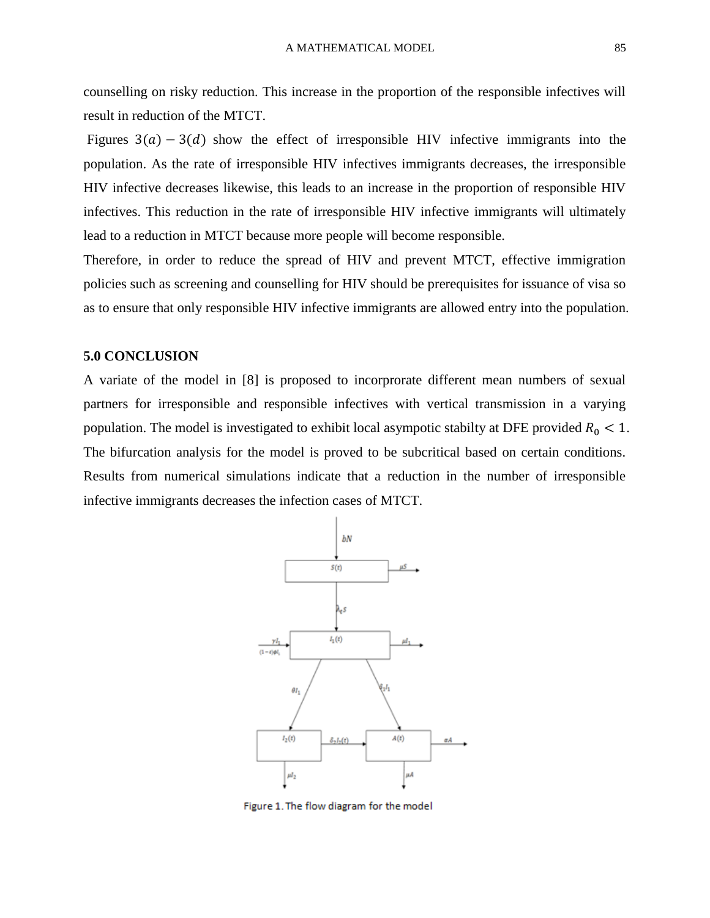counselling on risky reduction. This increase in the proportion of the responsible infectives will result in reduction of the MTCT.

Figures $3(a) - 3(d)$ show the effect of irresponsible HIV infective immigrants into the population. As the rate of irresponsible HIV infectives immigrants decreases, the irresponsible HIV infective decreases likewise, this leads to an increase in the proportion of responsible HIV infectives. This reduction in the rate of irresponsible HIV infective immigrants will ultimately lead to a reduction in MTCT because more people will become responsible.

Therefore, in order to reduce the spread of HIV and prevent MTCT, effective immigration policies such as screening and counselling for HIV should be prerequisites for issuance of visa so as to ensure that only responsible HIV infective immigrants are allowed entry into the population.

## 5.0 CONCLUSION

A variate of the model in [8] is proposed to incorprorate different mean numbers of sexual partners for irresponsible and responsible infectives with vertical transmission in a varying population. The model is investigated to exhibit local asympotic stabilty at DFE provided $R_0 < 1$. The bifurcation analysis for the model is proved to be subcritical based on certain conditions. Results from numerical simulations indicate that a reduction in the number of irresponsible infective immigrants decreases the infection cases of MTCT.

Figure 1. The flow diagram for the model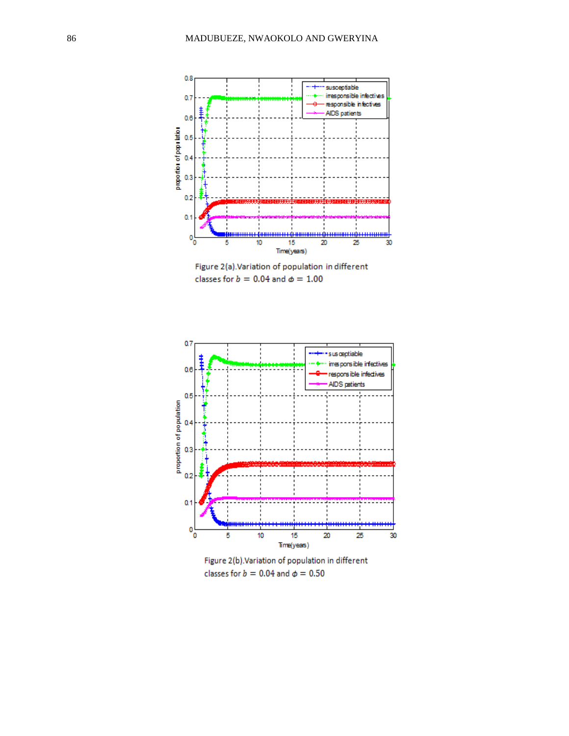Figure 2(a).Variation of population in different classes for $b = 0.04$ and $\phi = 1.00$

Figure 2(b).Variation of population in different classes for $b = 0.04$ and $\phi = 0.50$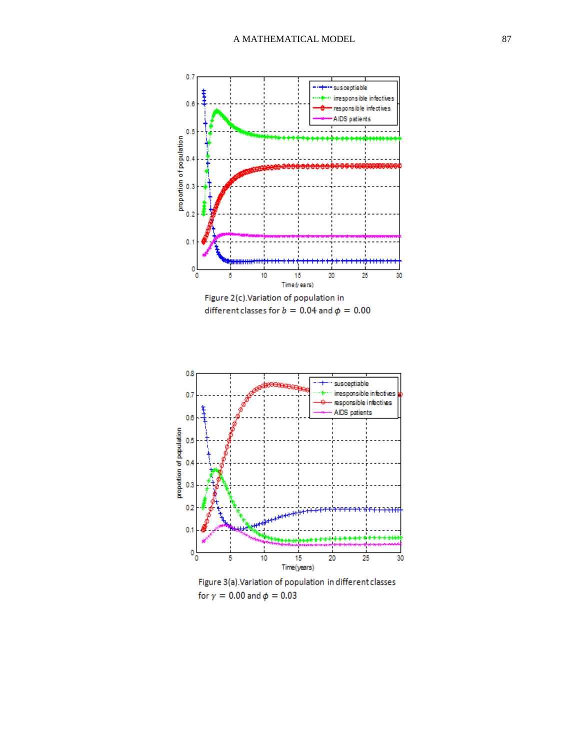Figure 2(c).Variation of population in different classes for $b = 0.04$ and $\phi = 0.00$

Figure 3(a).Variation of population in different classes for $\gamma = 0.00$ and $\phi = 0.03$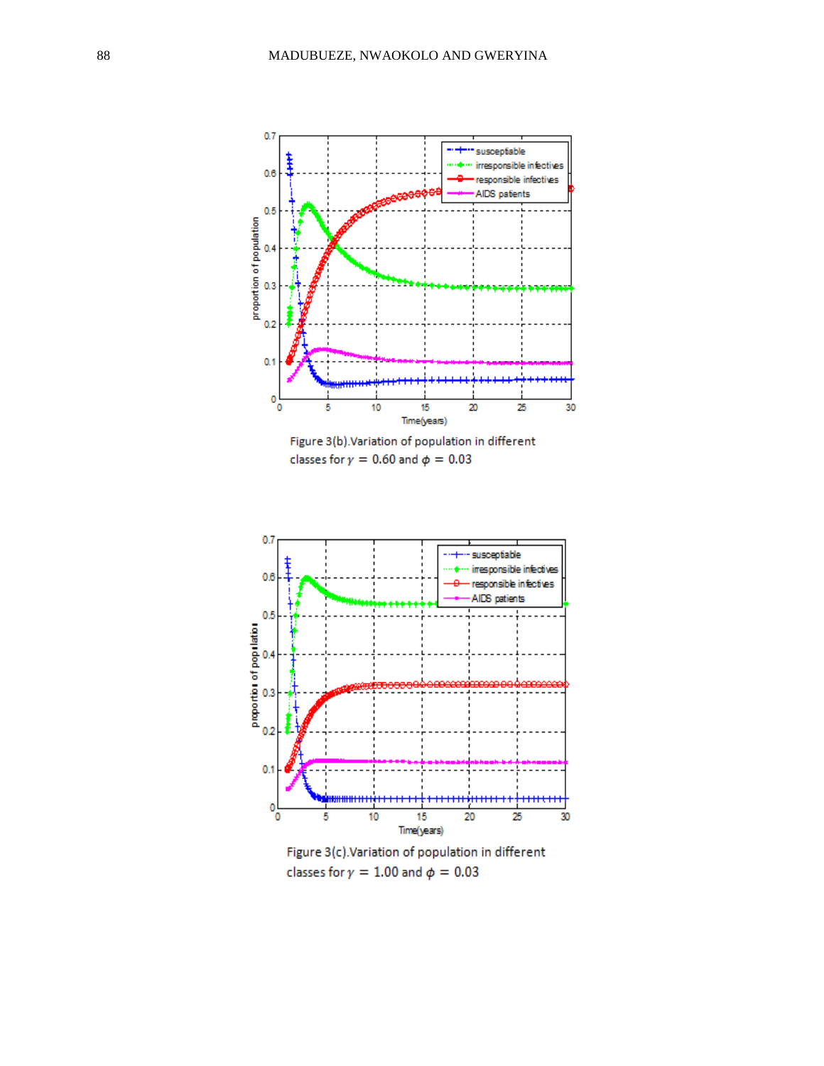Figure 3(b). Variation of population in different classes for $\gamma = 0.60$ and $\phi = 0.03$

Figure 3(c). Variation of population in different classes for $\gamma = 1.00$ and $\phi = 0.03$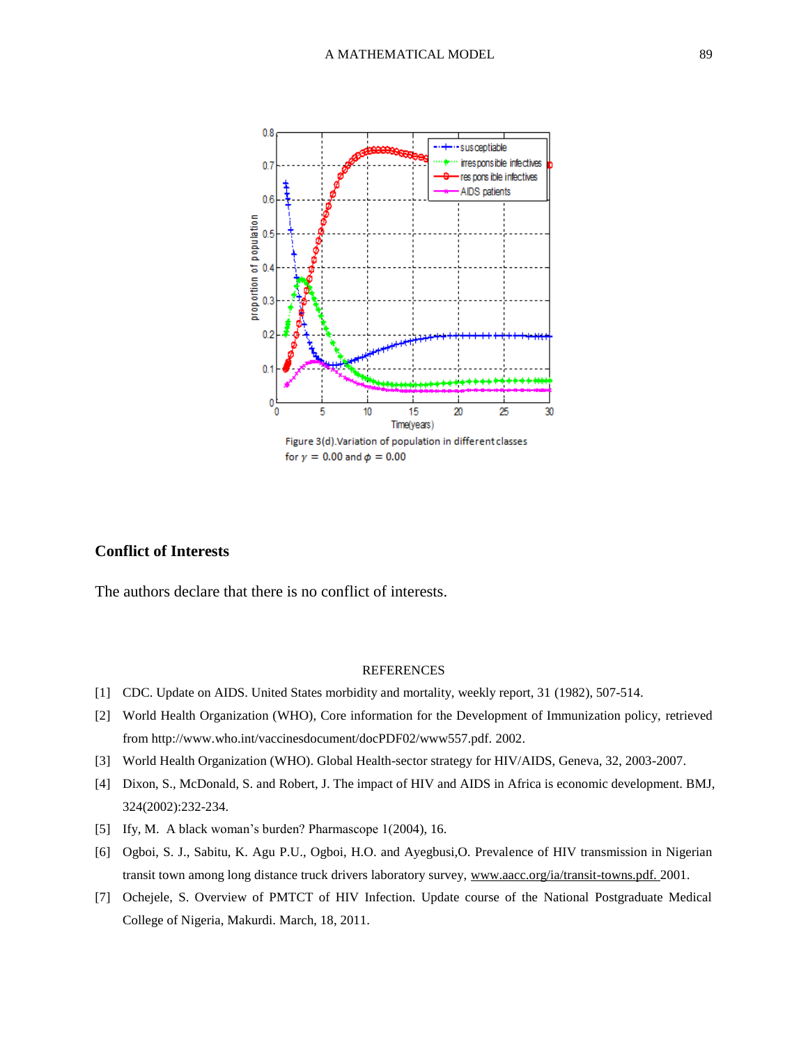Figure 3(d).Variation of population in different classes for $\gamma = 0.00$ and $\phi = 0.00$

## Conflict of Interests

The authors declare that there is no conflict of interests.

## REFERENCES

[1] CDC. Update on AIDS. United States morbidity and mortality, weekly report, 31 (1982), 507-514.

[2] World Health Organization (WHO), Core information for the Development of Immunization policy, retrieved from http://www.who.int/vaccinesdocument/docPDF02/www557.pdf. 2002.

[3] World Health Organization (WHO). Global Health-sector strategy for HIV/AIDS, Geneva, 32, 2003-2007.

[4] Dixon, S., McDonald, S. and Robert, J. The impact of HIV and AIDS in Africa is economic development. BMJ, 324(2002):232-234.

[5] Ify, M. A black woman's burden? Pharmascope 1(2004), 16.

[6] Ogboi, S. J., Sabitu, K. Agu P.U., Ogboi, H.O. and Ayegbusi,O. Prevalence of HIV transmission in Nigerian transit town among long distance truck drivers laboratory survey, www.aacc.org/ia/transit-towns.pdf. 2001.

[7] Ochejele, S. Overview of PMTCT of HIV Infection. Update course of the National Postgraduate Medical College of Nigeria, Makurdi. March, 18, 2011.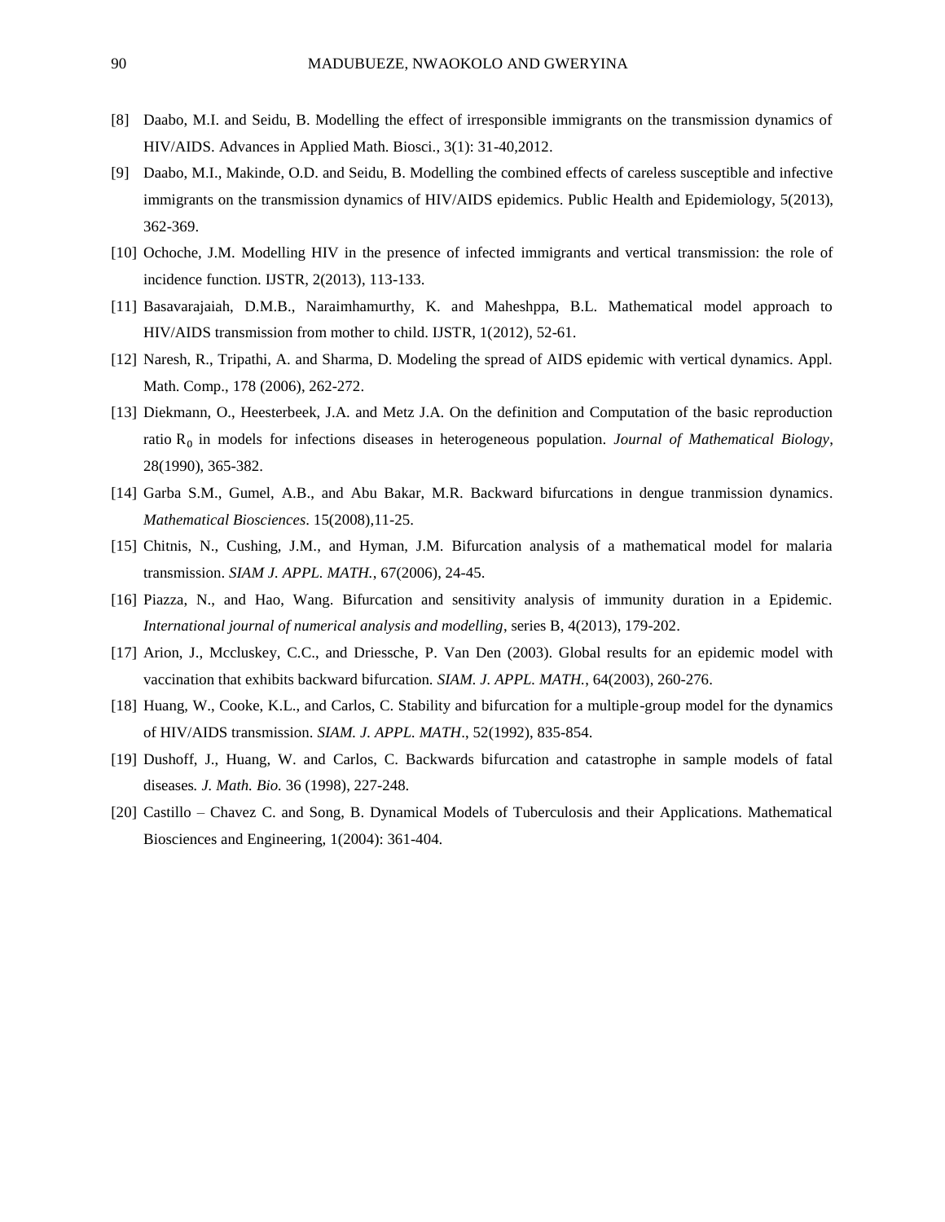[8] Daabo, M.I. and Seidu, B. Modelling the effect of irresponsible immigrants on the transmission dynamics of HIV/AIDS. Advances in Applied Math. Biosci., 3(1): 31-40,2012.

[9] Daabo, M.I., Makinde, O.D. and Seidu, B. Modelling the combined effects of careless susceptible and infective immigrants on the transmission dynamics of HIV/AIDS epidemics. Public Health and Epidemiology, 5(2013), 362-369.

[10] Ochoche, J.M. Modelling HIV in the presence of infected immigrants and vertical transmission: the role of incidence function. IJSTR, 2(2013), 113-133.

[11] Basavarajaiah, D.M.B., Naraimhamurthy, K. and Maheshppa, B.L. Mathematical model approach to HIV/AIDS transmission from mother to child. IJSTR, 1(2012), 52-61.

[12] Naresh, R., Tripathi, A. and Sharma, D. Modeling the spread of AIDS epidemic with vertical dynamics. Appl. Math. Comp., 178 (2006), 262-272.

[13] Diekmann, O., Heesterbeek, J.A. and Metz J.A. On the definition and Computation of the basic reproduction ratio $R_0$ in models for infections diseases in heterogeneous population. *Journal of Mathematical Biology*, 28(1990), 365-382.

[14] Garba S.M., Gumel, A.B., and Abu Bakar, M.R. Backward bifurcations in dengue tranmission dynamics. *Mathematical Biosciences*. 15(2008),11-25.

[15] Chitnis, N., Cushing, J.M., and Hyman, J.M. Bifurcation analysis of a mathematical model for malaria transmission. *SIAM J. APPL. MATH.*, 67(2006), 24-45.

[16] Piazza, N., and Hao, Wang. Bifurcation and sensitivity analysis of immunity duration in a Epidemic. *International journal of numerical analysis and modelling*, series B, 4(2013), 179-202.

[17] Arion, J., Mccluskey, C.C., and Driessche, P. Van Den (2003). Global results for an epidemic model with vaccination that exhibits backward bifurcation. *SIAM. J. APPL. MATH.*, 64(2003), 260-276.

[18] Huang, W., Cooke, K.L., and Carlos, C. Stability and bifurcation for a multiple-group model for the dynamics of HIV/AIDS transmission. *SIAM. J. APPL. MATH*., 52(1992), 835-854.

[19] Dushoff, J., Huang, W. and Carlos, C. Backwards bifurcation and catastrophe in sample models of fatal diseases. *J. Math. Bio.* 36 (1998), 227-248.

[20] Castillo – Chavez C. and Song, B. Dynamical Models of Tuberculosis and their Applications. Mathematical Biosciences and Engineering, 1(2004): 361-404.